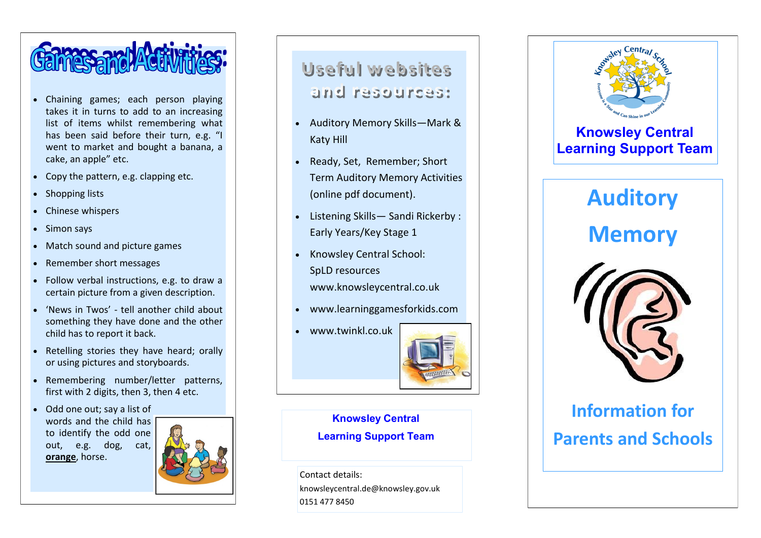# Games and Activities:

- Chaining games; each person playing takes it in turns to add to an increasing list of items whilst remembering what has been said before their turn, e.g. "I went to market and bought a banana, a cake, an apple" etc.
- Copy the pattern, e.g. clapping etc.
- Shopping lists
- Chinese whispers
- Simon says
- Match sound and picture games
- Remember short messages
- Follow verbal instructions, e.g. to draw a certain picture from a given description.
- 'News in Twos' - tell another child about something they have done and the other child has to report it back.
- Retelling stories they have heard; orally or using pictures and storyboards.
- Remembering number/letter patterns, first with 2 digits, then 3, then 4 etc.
- Odd one out; say a list of words and the child has to identify the odd one out, e.g. dog, cat, **orange**, horse.

# Useful websites and resources:

- Auditory Memory Skills—Mark & Katy Hill
- Ready, Set, Remember; Short Term Auditory Memory Activities (online pdf document).
- Listening Skills— Sandi Rickerby : Early Years/Key Stage 1
- Knowsley Central School: SpLD resources www.knowsleycentral.co.uk
- www.learninggamesforkids.com
- www.twinkl.co.uk

**Knowsley Central Learning Support Team**

Contact details:
knowsleycentral.de@knowsley.gov.uk
0151 477 8450

Knowsley Central School — Everyone is a Star and Can Shine in our Learning Community

**Knowsley Central Learning Support Team**

# Auditory Memory

## Information for Parents and Schools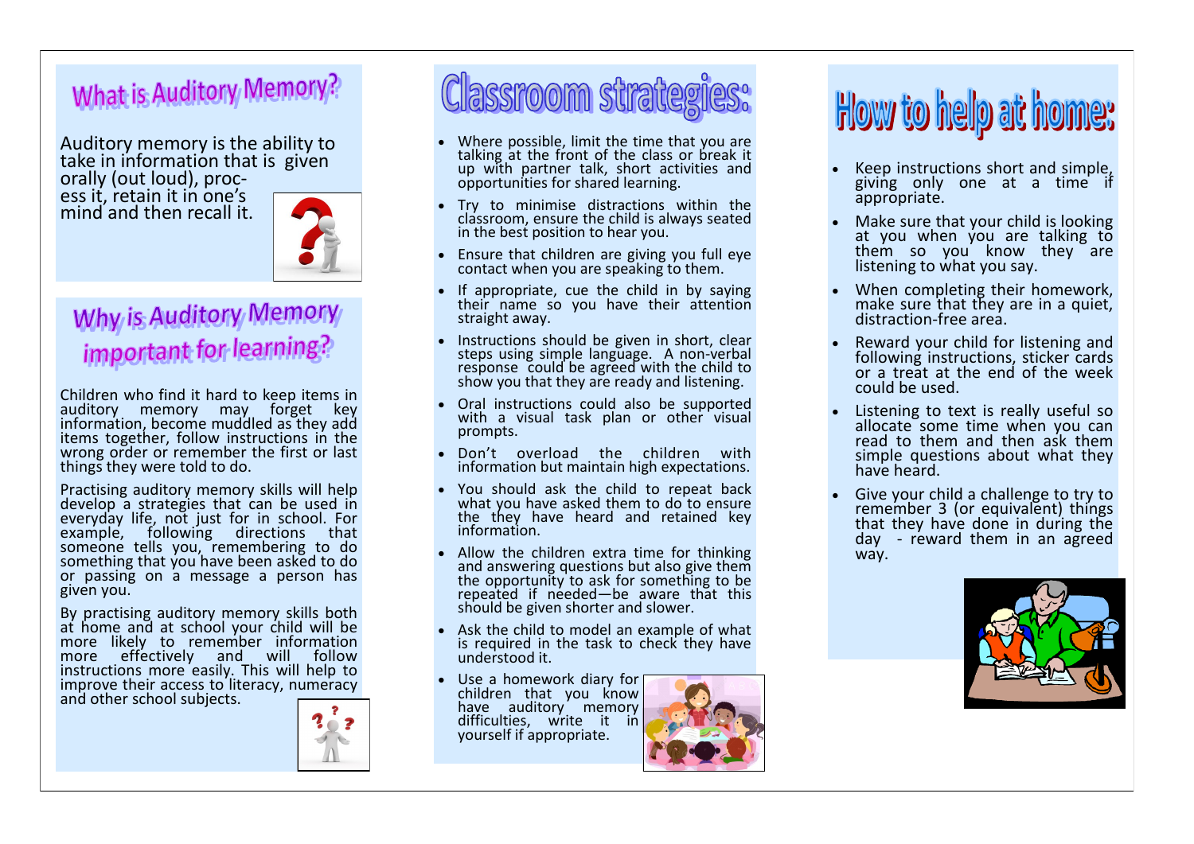## What is Auditory Memory?

Auditory memory is the ability to take in information that is given orally (out loud), process it, retain it in one's mind and then recall it.

## Why is Auditory Memory important for learning?

Children who find it hard to keep items in auditory memory may forget key information, become muddled as they add items together, follow instructions in the wrong order or remember the first or last things they were told to do.

Practising auditory memory skills will help develop a strategies that can be used in everyday life, not just for in school. For example, following directions that someone tells you, remembering to do something that you have been asked to do or passing on a message a person has given you.

By practising auditory memory skills both at home and at school your child will be more likely to remember information more effectively and will follow instructions more easily. This will help to improve their access to literacy, numeracy and other school subjects.

## Classroom strategies:

- Where possible, limit the time that you are talking at the front of the class or break it up with partner talk, short activities and opportunities for shared learning.
- Try to minimise distractions within the classroom, ensure the child is always seated in the best position to hear you.
- Ensure that children are giving you full eye contact when you are speaking to them.
- If appropriate, cue the child in by saying their name so you have their attention straight away.
- Instructions should be given in short, clear steps using simple language. A non-verbal response could be agreed with the child to show you that they are ready and listening.
- Oral instructions could also be supported with a visual task plan or other visual prompts.
- Don't overload the children with information but maintain high expectations.
- You should ask the child to repeat back what you have asked them to do to ensure the they have heard and retained key information.
- Allow the children extra time for thinking and answering questions but also give them the opportunity to ask for something to be repeated if needed—be aware that this should be given shorter and slower.
- Ask the child to model an example of what is required in the task to check they have understood it.
- Use a homework diary for children that you know have auditory memory difficulties, write it in yourself if appropriate.

## How to help at home:

- Keep instructions short and simple, giving only one at a time if appropriate.
- Make sure that your child is looking at you when you are talking to them so you know they are listening to what you say.
- When completing their homework, make sure that they are in a quiet, distraction-free area.
- Reward your child for listening and following instructions, sticker cards or a treat at the end of the week could be used.
- Listening to text is really useful so allocate some time when you can read to them and then ask them simple questions about what they have heard.
- Give your child a challenge to try to remember 3 (or equivalent) things that they have done in during the day - reward them in an agreed way.